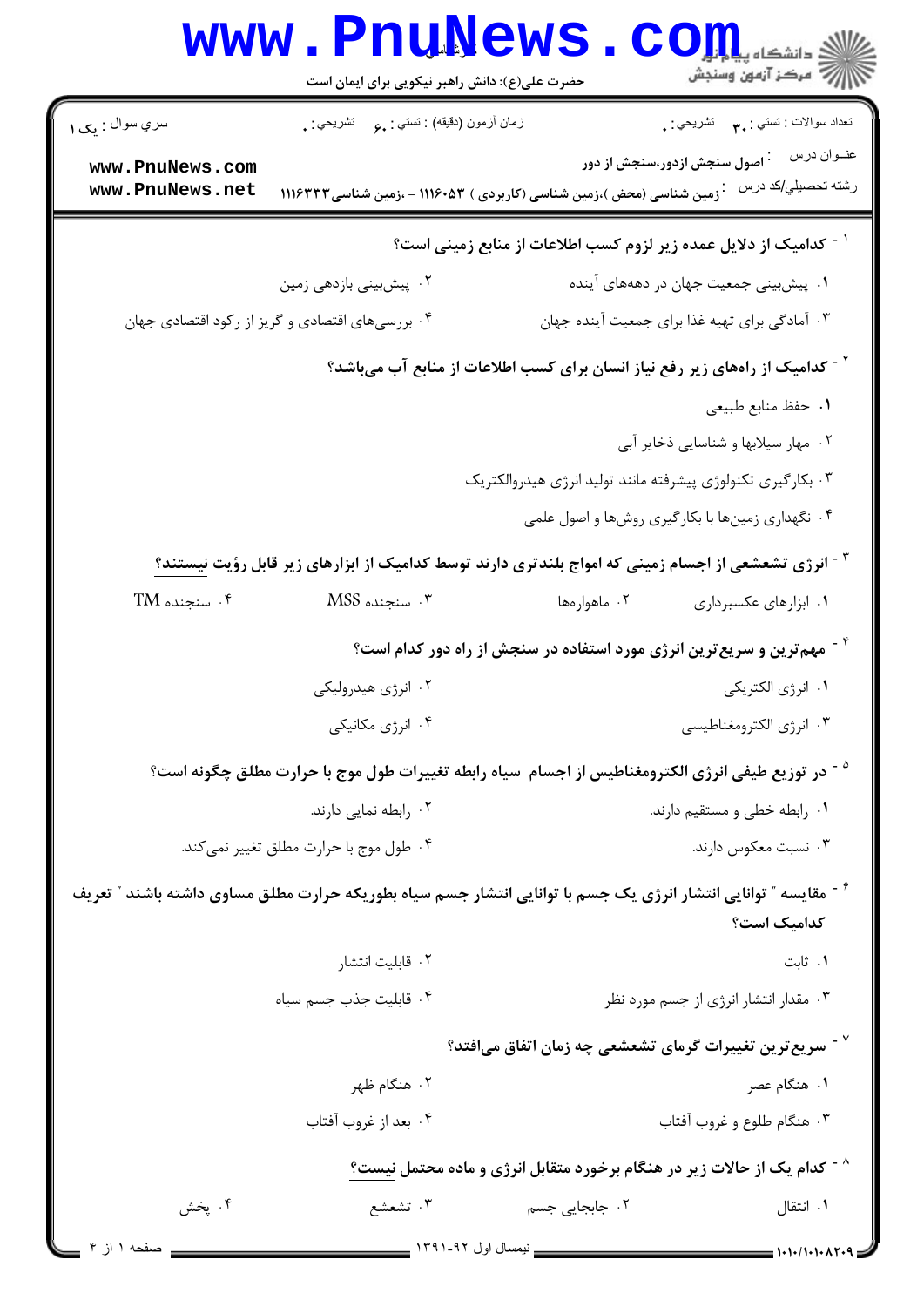سري سوال : یک ۱

زمان آزمون (دقیقه) : تستی : ۶۰ تشریحی : ۰

تعداد سوالات : تستی : ۳۰ تشریحی : ۰

عنوان درس : اصول سنجش ازدور،سنجش از دور

رشته تحصیلی/کد درس : زمین شناسی (محض )،زمین شناسی (کاربردی ) ۱۱۱۶۰۵۳ - ،زمین شناسی۱۱۱۶۳۳۳

۱- کدامیک از دلایل عمده زیر لزوم کسب اطلاعات از منابع زمینی است؟

۱. پیش‌بینی جمعیت جهان در دهه‌های آینده

۲. پیش‌بینی بازدهی زمین

۳. آمادگی برای تهیه غذا برای جمعیت آینده جهان

۴. بررسی‌های اقتصادی و گریز از رکود اقتصادی جهان

۲- کدامیک از راه‌های زیر رفع نیاز انسان برای کسب اطلاعات از منابع آب می‌باشد؟

۱. حفظ منابع طبیعی

۲. مهار سیلابها و شناسایی ذخایر آبی

۳. بکارگیری تکنولوژی پیشرفته مانند تولید انرژی هیدروالکتریک

۴. نگهداری زمین‌ها با بکارگیری روش‌ها و اصول علمی

۳- انرژی تشعشعی از اجسام زمینی که امواج بلندتری دارند توسط کدامیک از ابزارهای زیر قابل رؤیت نیستند؟

۱. ابزارهای عکسبرداری

۲. ماهواره‌ها

۳. سنجنده MSS

۴. سنجنده TM

۴- مهم‌ترین و سریع‌ترین انرژی مورد استفاده در سنجش از راه دور کدام است؟

۱. انرژی الکتریکی

۲. انرژی هیدرولیکی

۳. انرژی الکترومغناطیسی

۴. انرژی مکانیکی

۵- در توزیع طیفی انرژی الکترومغناطیس از اجسام سیاه رابطه تغییرات طول موج با حرارت مطلق چگونه است؟

۱. رابطه خطی و مستقیم دارند.

۲. رابطه نمایی دارند.

۳. نسبت معکوس دارند.

۴. طول موج با حرارت مطلق تغییر نمی‌کند.

۶- مقایسه " توانایی انتشار انرژی یک جسم با توانایی انتشار جسم سیاه بطوریکه حرارت مطلق مساوی داشته باشند " تعریف کدامیک است؟

۱. ثابت

۲. قابلیت انتشار

۳. مقدار انتشار انرژی از جسم مورد نظر

۴. قابلیت جذب جسم سیاه

۷- سریع‌ترین تغییرات گرمای تشعشعی چه زمان اتفاق می‌افتد؟

۱. هنگام عصر

۲. هنگام ظهر

۳. هنگام طلوع و غروب آفتاب

۴. بعد از غروب آفتاب

۸- کدام یک از حالات زیر در هنگام برخورد متقابل انرژی و ماده محتمل نیست؟

۱. انتقال

۲. جابجایی جسم

۳. تشعشع

۴. پخش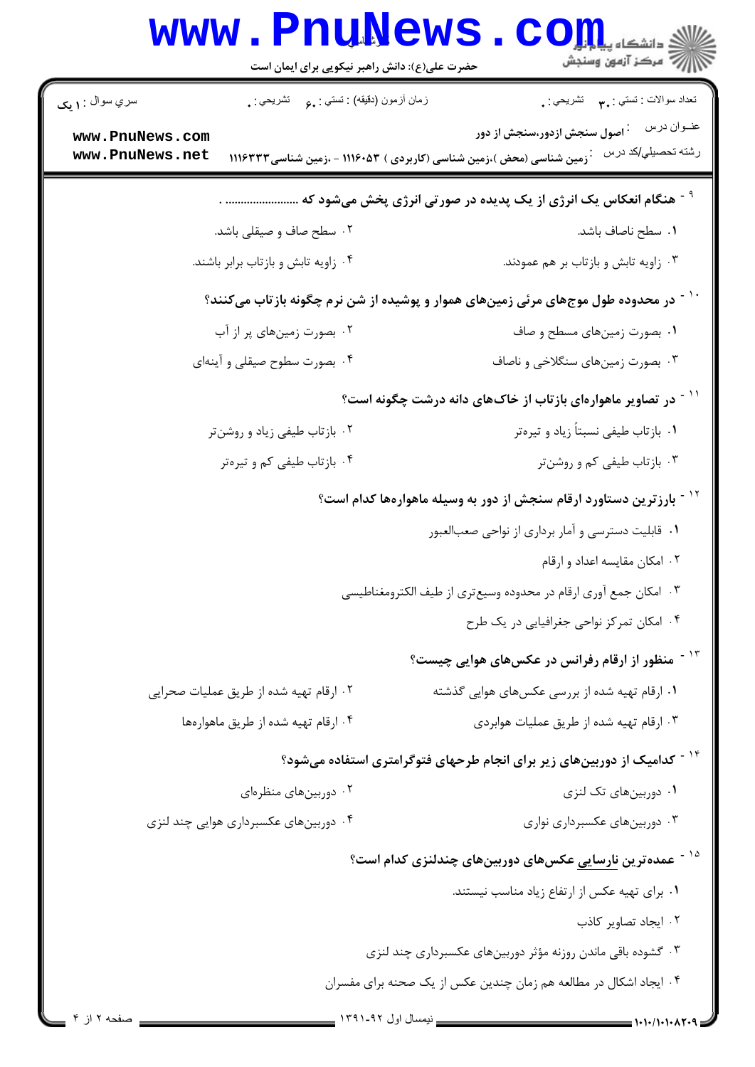۹- هنگام انعکاس یک انرژی از یک پدیده در صورتی انرژی پخش می‌شود که ......................... .

۱. سطح ناصاف باشد.

۲. سطح صاف و صیقلی باشد.

۳. زاویه تابش و بازتاب بر هم عمودند.

۴. زاویه تابش و بازتاب برابر باشند.

۱۰- در محدوده طول موج‌های مرئی زمین‌های هموار و پوشیده از شن نرم چگونه بازتاب می‌کنند؟

۱. بصورت زمین‌های مسطح و صاف

۲. بصورت زمین‌های پر از آب

۳. بصورت زمین‌های سنگلاخی و ناصاف

۴. بصورت سطوح صیقلی و آینه‌ای

۱۱- در تصاویر ماهواره‌ای بازتاب از خاک‌های دانه درشت چگونه است؟

۱. بازتاب طیفی نسبتاً زیاد و تیره‌تر

۲. بازتاب طیفی زیاد و روشن‌تر

۳. بازتاب طیفی کم و روشن‌تر

۴. بازتاب طیفی کم و تیره‌تر

۱۲- بارزترین دستاورد ارقام سنجش از دور به وسیله ماهواره‌ها کدام است؟

۱. قابلیت دسترسی و آمار برداری از نواحی صعب‌العبور

۲. امکان مقایسه اعداد و ارقام

۳. امکان جمع آوری ارقام در محدوده وسیع‌تری از طیف الکترومغناطیسی

۴. امکان تمرکز نواحی جغرافیایی در یک طرح

۱۳- منظور از ارقام رفرانس در عکس‌های هوایی چیست؟

۱. ارقام تهیه شده از بررسی عکس‌های هوایی گذشته

۲. ارقام تهیه شده از طریق عملیات صحرایی

۳. ارقام تهیه شده از طریق عملیات هوابردی

۴. ارقام تهیه شده از طریق ماهواره‌ها

۱۴- کدامیک از دوربین‌های زیر برای انجام طرحهای فتوگرامتری استفاده می‌شود؟

۱. دوربین‌های تک لنزی

۲. دوربین‌های منظره‌ای

۳. دوربین‌های عکسبرداری نواری

۴. دوربین‌های عکسبرداری هوایی چند لنزی

۱۵- عمده‌ترین نارسایی عکس‌های دوربین‌های چندلنزی کدام است؟

۱. برای تهیه عکس از ارتفاع زیاد مناسب نیستند.

۲. ایجاد تصاویر کاذب

۳. گشوده باقی ماندن روزنه مؤثر دوربین‌های عکسبرداری چند لنزی

۴. ایجاد اشکال در مطالعه هم زمان چندین عکس از یک صحنه برای مفسران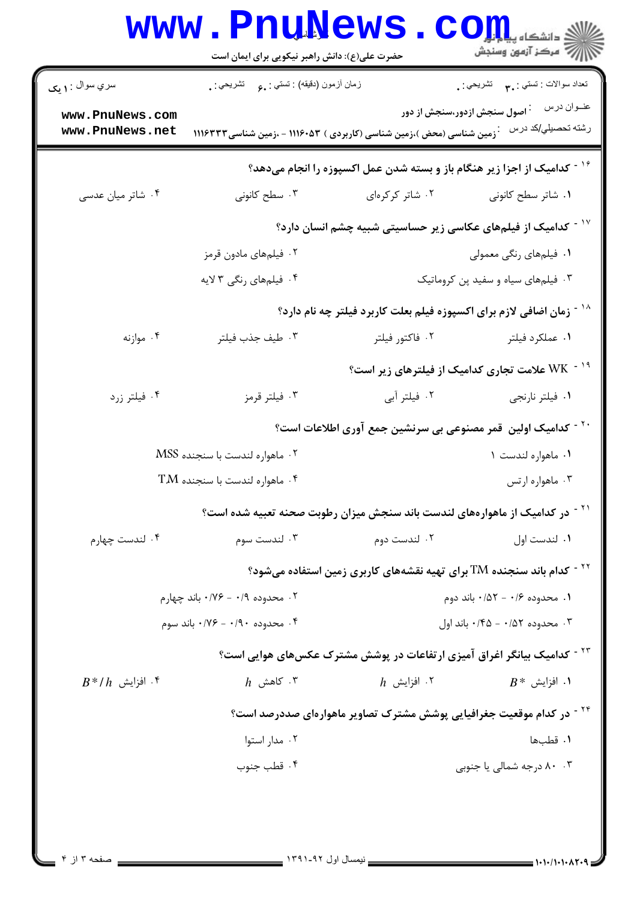۱۶ - کدامیک از اجزا زیر هنگام باز و بسته شدن عمل اکسپوزه را انجام می‌دهد؟

۱. شاتر سطح کانونی
۲. شاتر کرکره‌ای
۳. سطح کانونی
۴. شاتر میان عدسی

۱۷ - کدامیک از فیلم‌های عکاسی زیر حساسیتی شبیه چشم انسان دارد؟

۱. فیلم‌های رنگی معمولی
۲. فیلم‌های مادون قرمز
۳. فیلم‌های سیاه و سفید پن کروماتیک
۴. فیلم‌های رنگی ۳ لایه

۱۸ - زمان اضافی لازم برای اکسپوزه فیلم بعلت کاربرد فیلتر چه نام دارد؟

۱. عملکرد فیلتر
۲. فاکتور فیلتر
۳. طیف جذب فیلتر
۴. موازنه

۱۹ - WK علامت تجاری کدامیک از فیلترهای زیر است؟

۱. فیلتر نارنجی
۲. فیلتر آبی
۳. فیلتر قرمز
۴. فیلتر زرد

۲۰ - کدامیک اولین قمر مصنوعی بی سرنشین جمع آوری اطلاعات است؟

۱. ماهواره لندست ۱
۲. ماهواره لندست با سنجنده MSS
۳. ماهواره ارتس
۴. ماهواره لندست با سنجنده TM

۲۱ - در کدامیک از ماهواره‌های لندست باند سنجش میزان رطوبت صحنه تعبیه شده است؟

۱. لندست اول
۲. لندست دوم
۳. لندست سوم
۴. لندست چهارم

۲۲ - کدام باند سنجنده TM برای تهیه نقشه‌های کاربری زمین استفاده می‌شود؟

۱. محدوده ۰/۶ - ۰/۵۲ باند دوم
۲. محدوده ۰/۹ - ۰/۷۶ باند چهارم
۳. محدوده ۰/۵۲ - ۰/۴۵ باند اول
۴. محدوده ۰/۹۰ - ۰/۷۶ باند سوم

۲۳ - کدامیک بیانگر اغراق آمیزی ارتفاعات در پوشش مشترک عکس‌های هوایی است؟

۱. افزایش $B^*$
۲. افزایش $h$
۳. کاهش $h$
۴. افزایش $B^*/h$

۲۴ - در کدام موقعیت جغرافیایی پوشش مشترک تصاویر ماهواره‌ای صددرصد است؟

۱. قطب‌ها
۲. مدار استوا
۳. ۸۰ درجه شمالی یا جنوبی
۴. قطب جنوب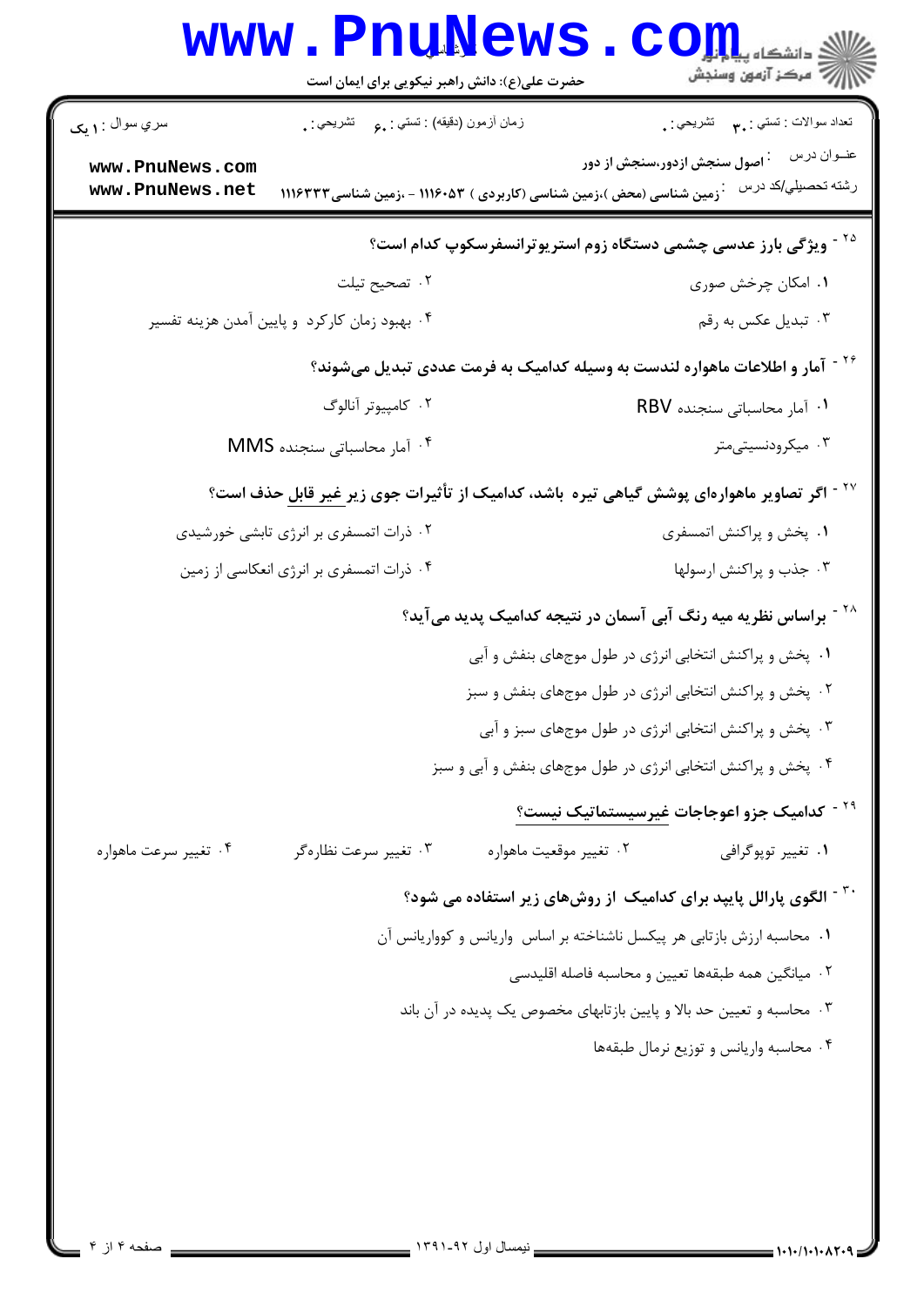۲۵ - ویژگی بارز عدسی چشمی دستگاه زوم استریوترانسفرسکوپ کدام است؟

۱. امکان چرخش صوری

۲. تصحیح تیلت

۳. تبدیل عکس به رقم

۴. بهبود زمان کارکرد و پایین آمدن هزینه تفسیر

۲۶ - آمار و اطلاعات ماهواره لندست به وسیله کدامیک به فرمت عددی تبدیل می‌شوند؟

۱. آمار محاسباتی سنجنده RBV

۲. کامپیوتر آنالوگ

۳. میکرودنسیتی‌متر

۴. آمار محاسباتی سنجنده MMS

۲۷ - اگر تصاویر ماهواره‌ای پوشش گیاهی تیره باشد، کدامیک از تأثیرات جوی زیر غیر قابل حذف است؟

۱. پخش و پراکنش اتمسفری

۲. ذرات اتمسفری بر انرژی تابشی خورشیدی

۳. جذب و پراکنش ارسولها

۴. ذرات اتمسفری بر انرژی انعکاسی از زمین

۲۸ - براساس نظریه میه رنگ آبی آسمان در نتیجه کدامیک پدید می‌آید؟

۱. پخش و پراکنش انتخابی انرژی در طول موجهای بنفش و آبی

۲. پخش و پراکنش انتخابی انرژی در طول موجهای بنفش و سبز

۳. پخش و پراکنش انتخابی انرژی در طول موجهای سبز و آبی

۴. پخش و پراکنش انتخابی انرژی در طول موجهای بنفش و آبی و سبز

۲۹ - کدامیک جزو اعوجاجات غیرسیستماتیک نیست؟

۱. تغییر توپوگرافی

۲. تغییر موقعیت ماهواره

۳. تغییر سرعت نظاره‌گر

۴. تغییر سرعت ماهواره

۳۰ - الگوی پارالل پایپد برای کدامیک از روش‌های زیر استفاده می شود؟

۱. محاسبه ارزش بازتابی هر پیکسل ناشناخته بر اساس واریانس و کوواریانس آن

۲. میانگین همه طبقه‌ها تعیین و محاسبه فاصله اقلیدسی

۳. محاسبه و تعیین حد بالا و پایین بازتابهای مخصوص یک پدیده در آن باند

۴. محاسبه واریانس و توزیع نرمال طبقه‌ها